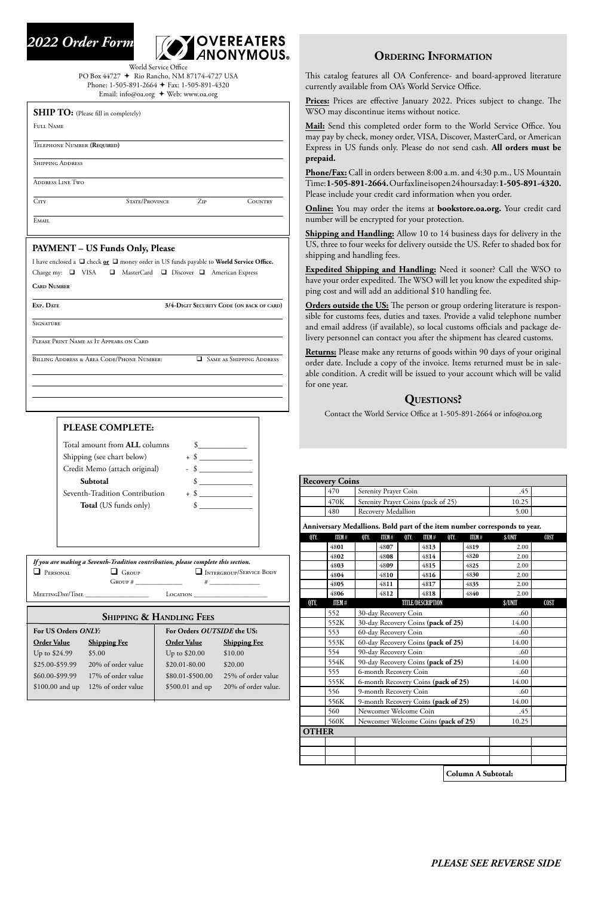# 2022 Order Form

**OVEREATERS ANONYMOUS®**

World Service Office
PO Box 44727 ✦ Rio Rancho, NM 87174-4727 USA
Phone: 1-505-891-2664 ✦ Fax: 1-505-891-4320
Email: info@oa.org ✦ Web: www.oa.org

## SHIP TO: (Please fill in completely)

Full Name

Telephone Number **(Required)**

Shipping Address

Address Line Two

City | State/Province | Zip | Country

Email

## PAYMENT – US Funds Only, Please

I have enclosed a ❑ check **or** ❑ money order in US funds payable to **World Service Office.**

Charge my: ❑ VISA ❑ MasterCard ❑ Discover ❑ American Express

**Card Number**

**Exp. Date** | **3/4-Digit Security Code (on back of card)**

Signature

Please Print Name as It Appears on Card

Billing Address & Area Code/Phone Number: ❑ Same as Shipping Address

## PLEASE COMPLETE:

| | |
|---|---|
| Total amount from **ALL** columns | $ |
| Shipping (see chart below) | + $ |
| Credit Memo (attach original) | - $ |
| **Subtotal** | $ |
| Seventh-Tradition Contribution | + $ |
| **Total** (US funds only) | $ |

***If you are making a Seventh-Tradition contribution, please complete this section.***

❑ Personal ❑ Group ❑ Intergroup/Service Body

Group # ______ # ______

Meeting Day/Time ______ Location ______

## Shipping & Handling Fees

| For US Orders *ONLY*: | | For Orders *OUTSIDE* the US: | |
|---|---|---|---|
| **Order Value** | **Shipping Fee** | **Order Value** | **Shipping Fee** |
| Up to $24.99 | $5.00 | Up to $20.00 | $10.00 |
| $25.00-$59.99 | 20% of order value | $20.01-80.00 | $20.00 |
| $60.00-$99.99 | 17% of order value | $80.01-$500.00 | 25% of order value |
| $100.00 and up | 12% of order value | $500.01 and up | 20% of order value. |

## Ordering Information

This catalog features all OA Conference- and board-approved literature currently available from OA's World Service Office.

**Prices:** Prices are effective January 2022. Prices subject to change. The WSO may discontinue items without notice.

**Mail:** Send this completed order form to the World Service Office. You may pay by check, money order, VISA, Discover, MasterCard, or American Express in US funds only. Please do not send cash. **All orders must be prepaid.**

**Phone/Fax:** Call in orders between 8:00 a.m. and 4:30 p.m., US Mountain Time: **1-505-891-2664.** Our fax line is open 24 hours a day: **1-505-891-4320.** Please include your credit card information when you order.

**Online:** You may order the items at **bookstore.oa.org.** Your credit card number will be encrypted for your protection.

**Shipping and Handling:** Allow 10 to 14 business days for delivery in the US, three to four weeks for delivery outside the US. Refer to shaded box for shipping and handling fees.

**Expedited Shipping and Handling:** Need it sooner? Call the WSO to have your order expedited. The WSO will let you know the expedited shipping cost and will add an additional $10 handling fee.

**Orders outside the US:** The person or group ordering literature is responsible for customs fees, duties and taxes. Provide a valid telephone number and email address (if available), so local customs officials and package delivery personnel can contact you after the shipment has cleared customs.

**Returns:** Please make any returns of goods within 90 days of your original order date. Include a copy of the invoice. Items returned must be in saleable condition. A credit will be issued to your account which will be valid for one year.

## Questions?

Contact the World Service Office at 1-505-891-2664 or info@oa.org

**Recovery Coins**

| QTY. | ITEM # | TITLE/DESCRIPTION | $/UNIT | COST |
|---|---|---|---|---|
| | 470 | Serenity Prayer Coin | .45 | |
| | 470K | Serenity Prayer Coins (pack of 25) | 10.25 | |
| | 480 | Recovery Medallion | 5.00 | |

**Anniversary Medallions. Bold part of the item number corresponds to year.**

| QTY. | ITEM # | QTY. | ITEM # | QTY. | ITEM # | QTY. | ITEM # | $/UNIT | COST |
|---|---|---|---|---|---|---|---|---|---|
| | 48**01** | | 48**07** | | 48**13** | | 48**19** | 2.00 | |
| | 48**02** | | 48**08** | | 48**14** | | 48**20** | 2.00 | |
| | 48**03** | | 48**09** | | 48**15** | | 48**25** | 2.00 | |
| | 48**04** | | 48**10** | | 48**16** | | 48**30** | 2.00 | |
| | 48**05** | | 48**11** | | 48**17** | | 48**35** | 2.00 | |
| | 48**06** | | 48**12** | | 48**18** | | 48**40** | 2.00 | |

| QTY. | ITEM # | TITLE/DESCRIPTION | $/UNIT | COST |
|---|---|---|---|---|
| | 552 | 30-day Recovery Coin | .60 | |
| | 552K | 30-day Recovery Coins **(pack of 25)** | 14.00 | |
| | 553 | 60-day Recovery Coin | .60 | |
| | 553K | 60-day Recovery Coins **(pack of 25)** | 14.00 | |
| | 554 | 90-day Recovery Coin | .60 | |
| | 554K | 90-day Recovery Coins **(pack of 25)** | 14.00 | |
| | 555 | 6-month Recovery Coin | .60 | |
| | 555K | 6-month Recovery Coins **(pack of 25)** | 14.00 | |
| | 556 | 9-month Recovery Coin | .60 | |
| | 556K | 9-month Recovery Coins **(pack of 25)** | 14.00 | |
| | 560 | Newcomer Welcome Coin | .45 | |
| | 560K | Newcomer Welcome Coins **(pack of 25)** | 10.25 | |
| **OTHER** | | | | |
| | | | | |
| | | | | |
| | | | | |

**Column A Subtotal:**

***PLEASE SEE REVERSE SIDE***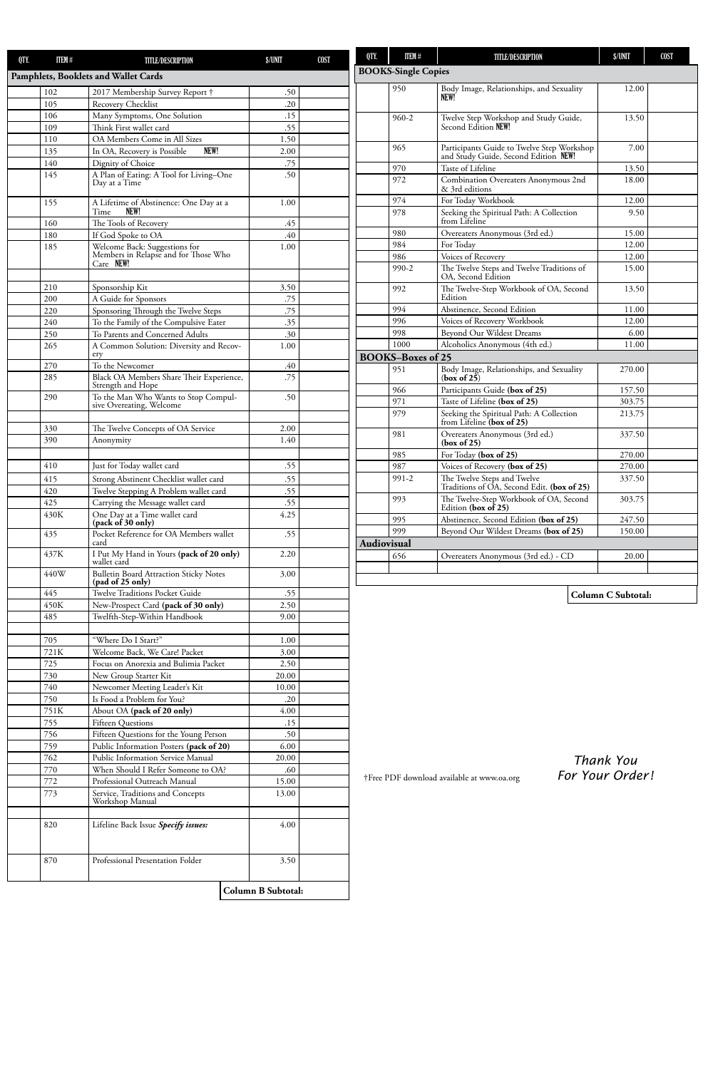| QTY. | ITEM # | TITLE/DESCRIPTION | $/UNIT | COST |
|---|---|---|---|---|
| **Pamphlets, Booklets and Wallet Cards** | | | | |
| | 102 | 2017 Membership Survey Report † | .50 | |
| | 105 | Recovery Checklist | .20 | |
| | 106 | Many Symptoms, One Solution | .15 | |
| | 109 | Think First wallet card | .55 | |
| | 110 | OA Members Come in All Sizes | 1.50 | |
| | 135 | In OA, Recovery is Possible **NEW!** | 2.00 | |
| | 140 | Dignity of Choice | .75 | |
| | 145 | A Plan of Eating: A Tool for Living–One Day at a Time | .50 | |
| | 155 | A Lifetime of Abstinence: One Day at a Time **NEW!** | 1.00 | |
| | 160 | The Tools of Recovery | .45 | |
| | 180 | If God Spoke to OA | .40 | |
| | 185 | Welcome Back: Suggestions for Members in Relapse and for Those Who Care **NEW!** | 1.00 | |
| | | | | |
| | 210 | Sponsorship Kit | 3.50 | |
| | 200 | A Guide for Sponsors | .75 | |
| | 220 | Sponsoring Through the Twelve Steps | .75 | |
| | 240 | To the Family of the Compulsive Eater | .35 | |
| | 250 | To Parents and Concerned Adults | .30 | |
| | 265 | A Common Solution: Diversity and Recovery | 1.00 | |
| | 270 | To the Newcomer | .40 | |
| | 285 | Black OA Members Share Their Experience, Strength and Hope | .75 | |
| | 290 | To the Man Who Wants to Stop Compulsive Overeating, Welcome | .50 | |
| | | | | |
| | 330 | The Twelve Concepts of OA Service | 2.00 | |
| | 390 | Anonymity | 1.40 | |
| | | | | |
| | 410 | Just for Today wallet card | .55 | |
| | 415 | Strong Abstinent Checklist wallet card | .55 | |
| | 420 | Twelve Stepping A Problem wallet card | .55 | |
| | 425 | Carrying the Message wallet card | .55 | |
| | 430K | One Day at a Time wallet card **(pack of 30 only)** | 4.25 | |
| | 435 | Pocket Reference for OA Members wallet card | .55 | |
| | 437K | I Put My Hand in Yours **(pack of 20 only)** wallet card | 2.20 | |
| | 440W | Bulletin Board Attraction Sticky Notes **(pad of 25 only)** | 3.00 | |
| | 445 | Twelve Traditions Pocket Guide | .55 | |
| | 450K | New-Prospect Card **(pack of 30 only)** | 2.50 | |
| | 485 | Twelfth-Step-Within Handbook | 9.00 | |
| | | | | |
| | 705 | "Where Do I Start?" | 1.00 | |
| | 721K | Welcome Back, We Care! Packet | 3.00 | |
| | 725 | Focus on Anorexia and Bulimia Packet | 2.50 | |
| | 730 | New Group Starter Kit | 20.00 | |
| | 740 | Newcomer Meeting Leader's Kit | 10.00 | |
| | 750 | Is Food a Problem for You? | .20 | |
| | 751K | About OA **(pack of 20 only)** | 4.00 | |
| | 755 | Fifteen Questions | .15 | |
| | 756 | Fifteen Questions for the Young Person | .50 | |
| | 759 | Public Information Posters **(pack of 20)** | 6.00 | |
| | 762 | Public Information Service Manual | 20.00 | |
| | 770 | When Should I Refer Someone to OA? | .60 | |
| | 772 | Professional Outreach Manual | 15.00 | |
| | 773 | Service, Traditions and Concepts Workshop Manual | 13.00 | |
| | | | | |
| | 820 | Lifeline Back Issue ***Specify issues:*** | 4.00 | |
| | 870 | Professional Presentation Folder | 3.50 | |
| | | | **Column B Subtotal:** | |

| QTY. | ITEM # | TITLE/DESCRIPTION | $/UNIT | COST |
|---|---|---|---|---|
| **BOOKS-Single Copies** | | | | |
| | 950 | Body Image, Relationships, and Sexuality **NEW!** | 12.00 | |
| | 960-2 | Twelve Step Workshop and Study Guide, Second Edition **NEW!** | 13.50 | |
| | 965 | Participants Guide to Twelve Step Workshop and Study Guide, Second Edition **NEW!** | 7.00 | |
| | 970 | Taste of Lifeline | 13.50 | |
| | 972 | Combination Overeaters Anonymous 2nd & 3rd editions | 18.00 | |
| | 974 | For Today Workbook | 12.00 | |
| | 978 | Seeking the Spiritual Path: A Collection from Lifeline | 9.50 | |
| | 980 | Overeaters Anonymous (3rd ed.) | 15.00 | |
| | 984 | For Today | 12.00 | |
| | 986 | Voices of Recovery | 12.00 | |
| | 990-2 | The Twelve Steps and Twelve Traditions of OA, Second Edition | 15.00 | |
| | 992 | The Twelve-Step Workbook of OA, Second Edition | 13.50 | |
| | 994 | Abstinence, Second Edition | 11.00 | |
| | 996 | Voices of Recovery Workbook | 12.00 | |
| | 998 | Beyond Our Wildest Dreams | 6.00 | |
| | 1000 | Alcoholics Anonymous (4th ed.) | 11.00 | |
| **BOOKS–Boxes of 25** | | | | |
| | 951 | Body Image, Relationships, and Sexuality **(box of 25)** | 270.00 | |
| | 966 | Participants Guide **(box of 25)** | 157.50 | |
| | 971 | Taste of Lifeline **(box of 25)** | 303.75 | |
| | 979 | Seeking the Spiritual Path: A Collection from Lifeline **(box of 25)** | 213.75 | |
| | 981 | Overeaters Anonymous (3rd ed.) **(box of 25)** | 337.50 | |
| | 985 | For Today **(box of 25)** | 270.00 | |
| | 987 | Voices of Recovery **(box of 25)** | 270.00 | |
| | 991-2 | The Twelve Steps and Twelve Traditions of OA, Second Edit. **(box of 25)** | 337.50 | |
| | 993 | The Twelve-Step Workbook of OA, Second Edition **(box of 25)** | 303.75 | |
| | 995 | Abstinence, Second Edition **(box of 25)** | 247.50 | |
| | 999 | Beyond Our Wildest Dreams **(box of 25)** | 150.00 | |
| **Audiovisual** | | | | |
| | 656 | Overeaters Anonymous (3rd ed.) - CD | 20.00 | |
| | | | | |
| | | | **Column C Subtotal:** | |

†Free PDF download available at www.oa.org

*Thank You For Your Order!*